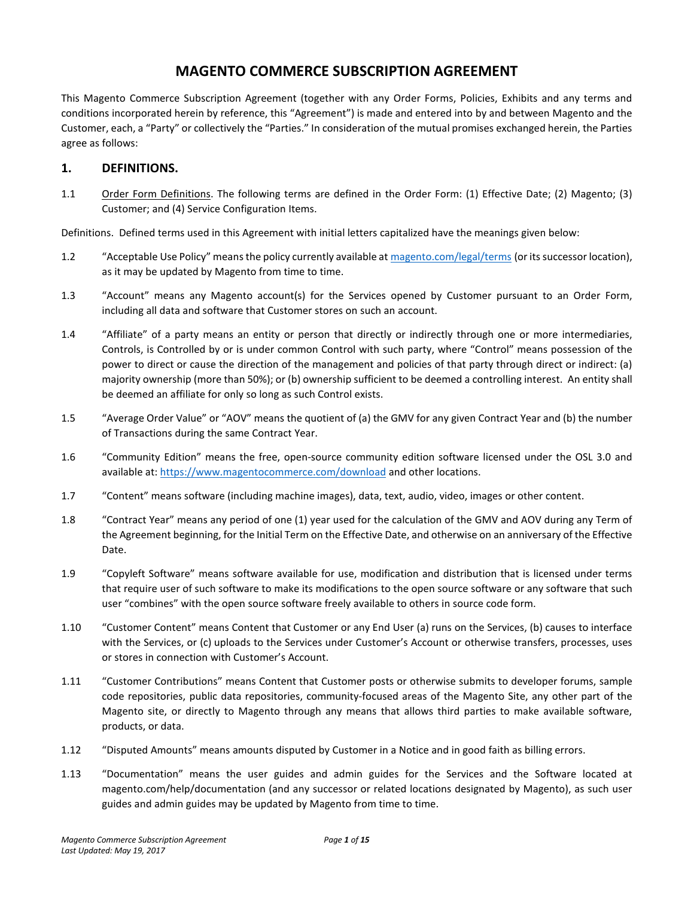# MAGENTO COMMERCE SUBSCRIPTION AGREEMENT

This Magento Commerce Subscription Agreement (together with any Order Forms, Policies, Exhibits and any terms and conditions incorporated herein by reference, this "Agreement") is made and entered into by and between Magento and the Customer, each, a "Party" or collectively the "Parties." In consideration of the mutual promises exchanged herein, the Parties agree as follows:

## 1. DEFINITIONS.

1.1 Order Form Definitions. The following terms are defined in the Order Form: (1) Effective Date; (2) Magento; (3) Customer; and (4) Service Configuration Items.

Definitions. Defined terms used in this Agreement with initial letters capitalized have the meanings given below:

1.2 "Acceptable Use Policy" means the policy currently available at magento.com/legal/terms (or its successor location), as it may be updated by Magento from time to time.

1.3 "Account" means any Magento account(s) for the Services opened by Customer pursuant to an Order Form, including all data and software that Customer stores on such an account.

1.4 "Affiliate" of a party means an entity or person that directly or indirectly through one or more intermediaries, Controls, is Controlled by or is under common Control with such party, where "Control" means possession of the power to direct or cause the direction of the management and policies of that party through direct or indirect: (a) majority ownership (more than 50%); or (b) ownership sufficient to be deemed a controlling interest. An entity shall be deemed an affiliate for only so long as such Control exists.

1.5 "Average Order Value" or "AOV" means the quotient of (a) the GMV for any given Contract Year and (b) the number of Transactions during the same Contract Year.

1.6 "Community Edition" means the free, open-source community edition software licensed under the OSL 3.0 and available at: https://www.magentocommerce.com/download and other locations.

1.7 "Content" means software (including machine images), data, text, audio, video, images or other content.

1.8 "Contract Year" means any period of one (1) year used for the calculation of the GMV and AOV during any Term of the Agreement beginning, for the Initial Term on the Effective Date, and otherwise on an anniversary of the Effective Date.

1.9 "Copyleft Software" means software available for use, modification and distribution that is licensed under terms that require user of such software to make its modifications to the open source software or any software that such user "combines" with the open source software freely available to others in source code form.

1.10 "Customer Content" means Content that Customer or any End User (a) runs on the Services, (b) causes to interface with the Services, or (c) uploads to the Services under Customer's Account or otherwise transfers, processes, uses or stores in connection with Customer's Account.

1.11 "Customer Contributions" means Content that Customer posts or otherwise submits to developer forums, sample code repositories, public data repositories, community-focused areas of the Magento Site, any other part of the Magento site, or directly to Magento through any means that allows third parties to make available software, products, or data.

1.12 "Disputed Amounts" means amounts disputed by Customer in a Notice and in good faith as billing errors.

1.13 "Documentation" means the user guides and admin guides for the Services and the Software located at magento.com/help/documentation (and any successor or related locations designated by Magento), as such user guides and admin guides may be updated by Magento from time to time.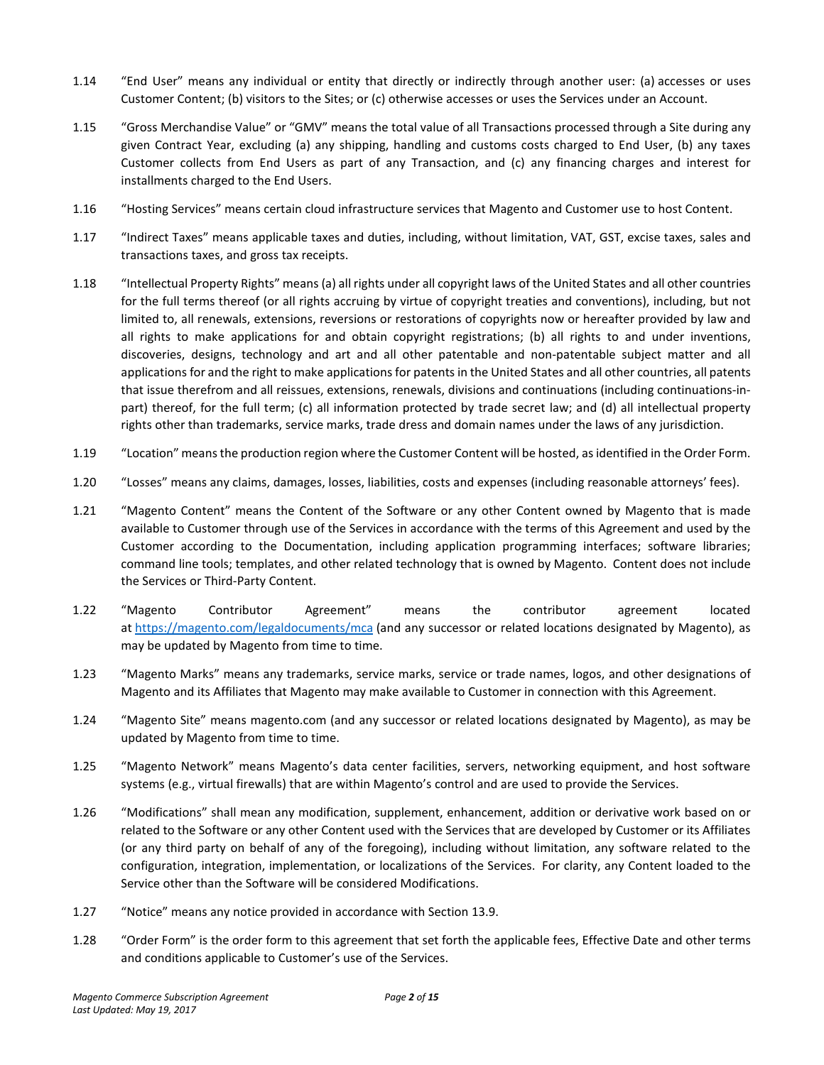1.14 “End User” means any individual or entity that directly or indirectly through another user: (a) accesses or uses Customer Content; (b) visitors to the Sites; or (c) otherwise accesses or uses the Services under an Account.

1.15 “Gross Merchandise Value” or “GMV” means the total value of all Transactions processed through a Site during any given Contract Year, excluding (a) any shipping, handling and customs costs charged to End User, (b) any taxes Customer collects from End Users as part of any Transaction, and (c) any financing charges and interest for installments charged to the End Users.

1.16 “Hosting Services” means certain cloud infrastructure services that Magento and Customer use to host Content.

1.17 “Indirect Taxes” means applicable taxes and duties, including, without limitation, VAT, GST, excise taxes, sales and transactions taxes, and gross tax receipts.

1.18 “Intellectual Property Rights” means (a) all rights under all copyright laws of the United States and all other countries for the full terms thereof (or all rights accruing by virtue of copyright treaties and conventions), including, but not limited to, all renewals, extensions, reversions or restorations of copyrights now or hereafter provided by law and all rights to make applications for and obtain copyright registrations; (b) all rights to and under inventions, discoveries, designs, technology and art and all other patentable and non-patentable subject matter and all applications for and the right to make applications for patents in the United States and all other countries, all patents that issue therefrom and all reissues, extensions, renewals, divisions and continuations (including continuations-in-part) thereof, for the full term; (c) all information protected by trade secret law; and (d) all intellectual property rights other than trademarks, service marks, trade dress and domain names under the laws of any jurisdiction.

1.19 “Location” means the production region where the Customer Content will be hosted, as identified in the Order Form.

1.20 “Losses” means any claims, damages, losses, liabilities, costs and expenses (including reasonable attorneys’ fees).

1.21 “Magento Content” means the Content of the Software or any other Content owned by Magento that is made available to Customer through use of the Services in accordance with the terms of this Agreement and used by the Customer according to the Documentation, including application programming interfaces; software libraries; command line tools; templates, and other related technology that is owned by Magento. Content does not include the Services or Third-Party Content.

1.22 “Magento Contributor Agreement” means the contributor agreement located at https://magento.com/legaldocuments/mca (and any successor or related locations designated by Magento), as may be updated by Magento from time to time.

1.23 “Magento Marks” means any trademarks, service marks, service or trade names, logos, and other designations of Magento and its Affiliates that Magento may make available to Customer in connection with this Agreement.

1.24 “Magento Site” means magento.com (and any successor or related locations designated by Magento), as may be updated by Magento from time to time.

1.25 “Magento Network” means Magento’s data center facilities, servers, networking equipment, and host software systems (e.g., virtual firewalls) that are within Magento’s control and are used to provide the Services.

1.26 “Modifications” shall mean any modification, supplement, enhancement, addition or derivative work based on or related to the Software or any other Content used with the Services that are developed by Customer or its Affiliates (or any third party on behalf of any of the foregoing), including without limitation, any software related to the configuration, integration, implementation, or localizations of the Services. For clarity, any Content loaded to the Service other than the Software will be considered Modifications.

1.27 “Notice” means any notice provided in accordance with Section 13.9.

1.28 “Order Form” is the order form to this agreement that set forth the applicable fees, Effective Date and other terms and conditions applicable to Customer’s use of the Services.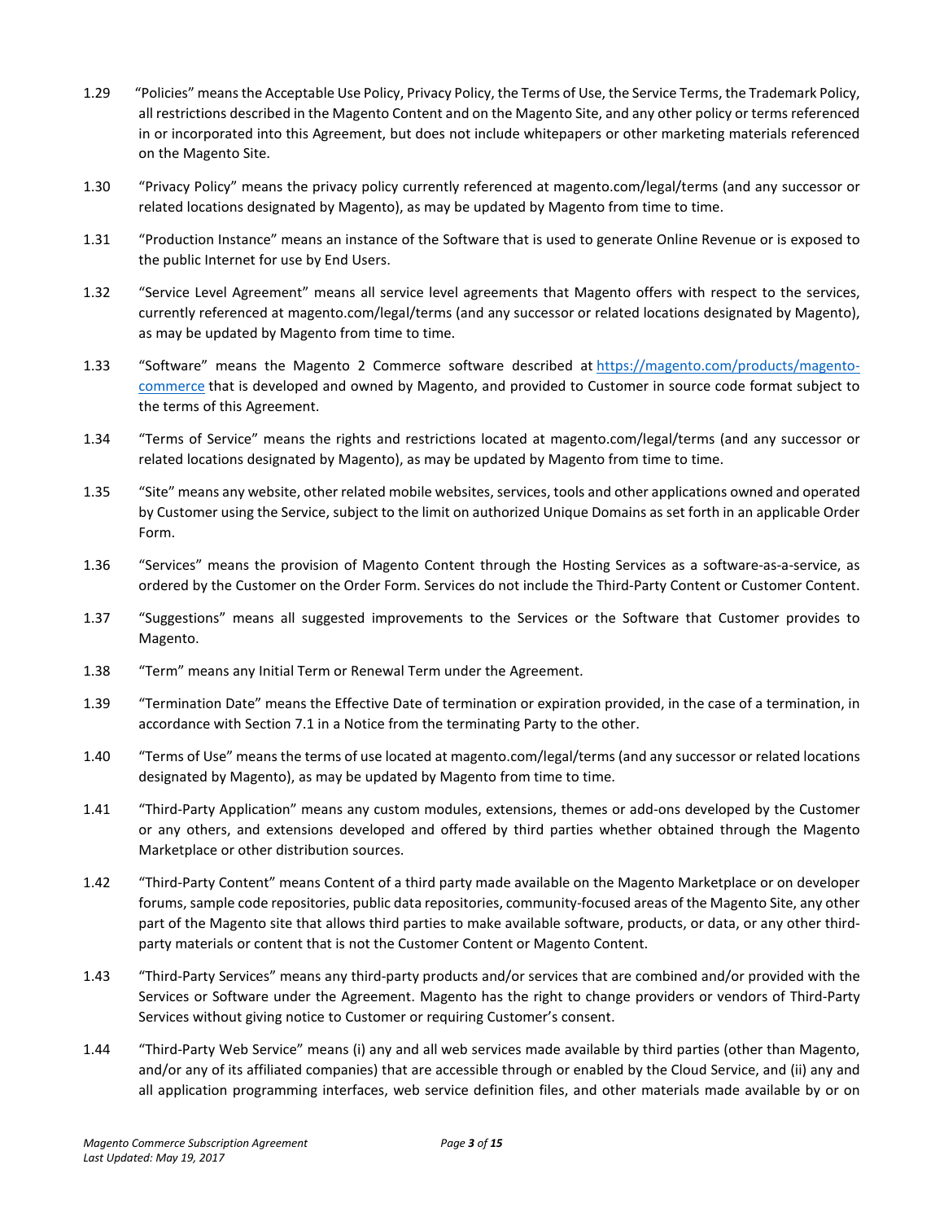1.29 "Policies" means the Acceptable Use Policy, Privacy Policy, the Terms of Use, the Service Terms, the Trademark Policy, all restrictions described in the Magento Content and on the Magento Site, and any other policy or terms referenced in or incorporated into this Agreement, but does not include whitepapers or other marketing materials referenced on the Magento Site.

1.30 "Privacy Policy" means the privacy policy currently referenced at magento.com/legal/terms (and any successor or related locations designated by Magento), as may be updated by Magento from time to time.

1.31 "Production Instance" means an instance of the Software that is used to generate Online Revenue or is exposed to the public Internet for use by End Users.

1.32 "Service Level Agreement" means all service level agreements that Magento offers with respect to the services, currently referenced at magento.com/legal/terms (and any successor or related locations designated by Magento), as may be updated by Magento from time to time.

1.33 "Software" means the Magento 2 Commerce software described at [https://magento.com/products/magento-commerce](https://magento.com/products/magento-commerce) that is developed and owned by Magento, and provided to Customer in source code format subject to the terms of this Agreement.

1.34 "Terms of Service" means the rights and restrictions located at magento.com/legal/terms (and any successor or related locations designated by Magento), as may be updated by Magento from time to time.

1.35 "Site" means any website, other related mobile websites, services, tools and other applications owned and operated by Customer using the Service, subject to the limit on authorized Unique Domains as set forth in an applicable Order Form.

1.36 "Services" means the provision of Magento Content through the Hosting Services as a software-as-a-service, as ordered by the Customer on the Order Form. Services do not include the Third-Party Content or Customer Content.

1.37 "Suggestions" means all suggested improvements to the Services or the Software that Customer provides to Magento.

1.38 "Term" means any Initial Term or Renewal Term under the Agreement.

1.39 "Termination Date" means the Effective Date of termination or expiration provided, in the case of a termination, in accordance with Section 7.1 in a Notice from the terminating Party to the other.

1.40 "Terms of Use" means the terms of use located at magento.com/legal/terms (and any successor or related locations designated by Magento), as may be updated by Magento from time to time.

1.41 "Third-Party Application" means any custom modules, extensions, themes or add-ons developed by the Customer or any others, and extensions developed and offered by third parties whether obtained through the Magento Marketplace or other distribution sources.

1.42 "Third-Party Content" means Content of a third party made available on the Magento Marketplace or on developer forums, sample code repositories, public data repositories, community-focused areas of the Magento Site, any other part of the Magento site that allows third parties to make available software, products, or data, or any other third-party materials or content that is not the Customer Content or Magento Content.

1.43 "Third-Party Services" means any third-party products and/or services that are combined and/or provided with the Services or Software under the Agreement. Magento has the right to change providers or vendors of Third-Party Services without giving notice to Customer or requiring Customer's consent.

1.44 "Third-Party Web Service" means (i) any and all web services made available by third parties (other than Magento, and/or any of its affiliated companies) that are accessible through or enabled by the Cloud Service, and (ii) any and all application programming interfaces, web service definition files, and other materials made available by or on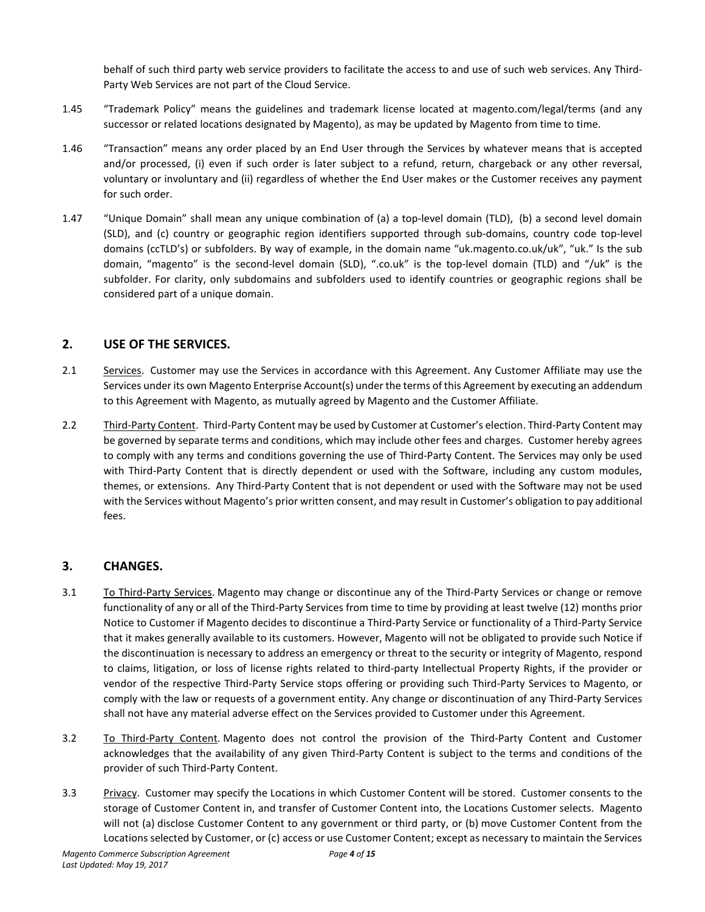behalf of such third party web service providers to facilitate the access to and use of such web services. Any Third-Party Web Services are not part of the Cloud Service.

1.45 “Trademark Policy” means the guidelines and trademark license located at magento.com/legal/terms (and any successor or related locations designated by Magento), as may be updated by Magento from time to time.

1.46 “Transaction” means any order placed by an End User through the Services by whatever means that is accepted and/or processed, (i) even if such order is later subject to a refund, return, chargeback or any other reversal, voluntary or involuntary and (ii) regardless of whether the End User makes or the Customer receives any payment for such order.

1.47 “Unique Domain” shall mean any unique combination of (a) a top-level domain (TLD), (b) a second level domain (SLD), and (c) country or geographic region identifiers supported through sub-domains, country code top-level domains (ccTLD’s) or subfolders. By way of example, in the domain name “uk.magento.co.uk/uk”, “uk.” Is the sub domain, “magento” is the second-level domain (SLD), “.co.uk” is the top-level domain (TLD) and “/uk” is the subfolder. For clarity, only subdomains and subfolders used to identify countries or geographic regions shall be considered part of a unique domain.

## 2. USE OF THE SERVICES.

2.1 Services. Customer may use the Services in accordance with this Agreement. Any Customer Affiliate may use the Services under its own Magento Enterprise Account(s) under the terms of this Agreement by executing an addendum to this Agreement with Magento, as mutually agreed by Magento and the Customer Affiliate.

2.2 Third-Party Content. Third-Party Content may be used by Customer at Customer’s election. Third-Party Content may be governed by separate terms and conditions, which may include other fees and charges. Customer hereby agrees to comply with any terms and conditions governing the use of Third-Party Content. The Services may only be used with Third-Party Content that is directly dependent or used with the Software, including any custom modules, themes, or extensions. Any Third-Party Content that is not dependent or used with the Software may not be used with the Services without Magento’s prior written consent, and may result in Customer’s obligation to pay additional fees.

## 3. CHANGES.

3.1 To Third-Party Services. Magento may change or discontinue any of the Third-Party Services or change or remove functionality of any or all of the Third-Party Services from time to time by providing at least twelve (12) months prior Notice to Customer if Magento decides to discontinue a Third-Party Service or functionality of a Third-Party Service that it makes generally available to its customers. However, Magento will not be obligated to provide such Notice if the discontinuation is necessary to address an emergency or threat to the security or integrity of Magento, respond to claims, litigation, or loss of license rights related to third-party Intellectual Property Rights, if the provider or vendor of the respective Third-Party Service stops offering or providing such Third-Party Services to Magento, or comply with the law or requests of a government entity. Any change or discontinuation of any Third-Party Services shall not have any material adverse effect on the Services provided to Customer under this Agreement.

3.2 To Third-Party Content. Magento does not control the provision of the Third-Party Content and Customer acknowledges that the availability of any given Third-Party Content is subject to the terms and conditions of the provider of such Third-Party Content.

3.3 Privacy. Customer may specify the Locations in which Customer Content will be stored. Customer consents to the storage of Customer Content in, and transfer of Customer Content into, the Locations Customer selects. Magento will not (a) disclose Customer Content to any government or third party, or (b) move Customer Content from the Locations selected by Customer, or (c) access or use Customer Content; except as necessary to maintain the Services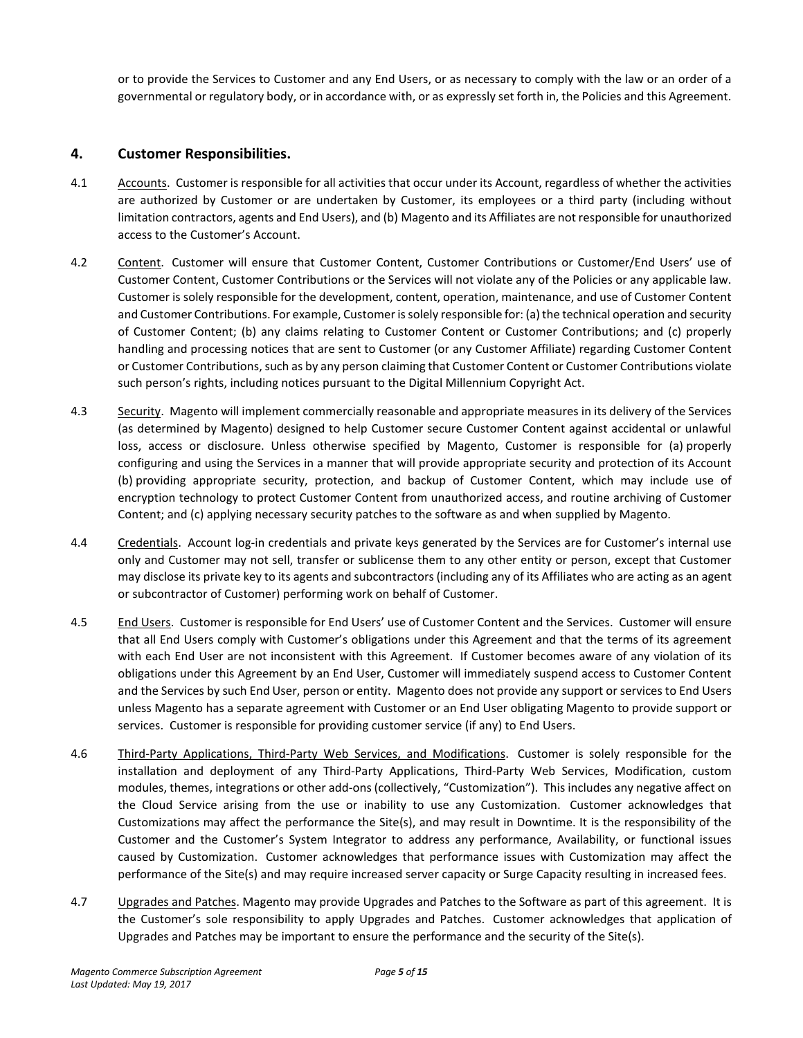or to provide the Services to Customer and any End Users, or as necessary to comply with the law or an order of a governmental or regulatory body, or in accordance with, or as expressly set forth in, the Policies and this Agreement.

## 4. Customer Responsibilities.

4.1 Accounts. Customer is responsible for all activities that occur under its Account, regardless of whether the activities are authorized by Customer or are undertaken by Customer, its employees or a third party (including without limitation contractors, agents and End Users), and (b) Magento and its Affiliates are not responsible for unauthorized access to the Customer's Account.

4.2 Content. Customer will ensure that Customer Content, Customer Contributions or Customer/End Users' use of Customer Content, Customer Contributions or the Services will not violate any of the Policies or any applicable law. Customer is solely responsible for the development, content, operation, maintenance, and use of Customer Content and Customer Contributions. For example, Customer is solely responsible for: (a) the technical operation and security of Customer Content; (b) any claims relating to Customer Content or Customer Contributions; and (c) properly handling and processing notices that are sent to Customer (or any Customer Affiliate) regarding Customer Content or Customer Contributions, such as by any person claiming that Customer Content or Customer Contributions violate such person's rights, including notices pursuant to the Digital Millennium Copyright Act.

4.3 Security. Magento will implement commercially reasonable and appropriate measures in its delivery of the Services (as determined by Magento) designed to help Customer secure Customer Content against accidental or unlawful loss, access or disclosure. Unless otherwise specified by Magento, Customer is responsible for (a) properly configuring and using the Services in a manner that will provide appropriate security and protection of its Account (b) providing appropriate security, protection, and backup of Customer Content, which may include use of encryption technology to protect Customer Content from unauthorized access, and routine archiving of Customer Content; and (c) applying necessary security patches to the software as and when supplied by Magento.

4.4 Credentials. Account log-in credentials and private keys generated by the Services are for Customer's internal use only and Customer may not sell, transfer or sublicense them to any other entity or person, except that Customer may disclose its private key to its agents and subcontractors (including any of its Affiliates who are acting as an agent or subcontractor of Customer) performing work on behalf of Customer.

4.5 End Users. Customer is responsible for End Users' use of Customer Content and the Services. Customer will ensure that all End Users comply with Customer's obligations under this Agreement and that the terms of its agreement with each End User are not inconsistent with this Agreement. If Customer becomes aware of any violation of its obligations under this Agreement by an End User, Customer will immediately suspend access to Customer Content and the Services by such End User, person or entity. Magento does not provide any support or services to End Users unless Magento has a separate agreement with Customer or an End User obligating Magento to provide support or services. Customer is responsible for providing customer service (if any) to End Users.

4.6 Third-Party Applications, Third-Party Web Services, and Modifications. Customer is solely responsible for the installation and deployment of any Third-Party Applications, Third-Party Web Services, Modification, custom modules, themes, integrations or other add-ons (collectively, "Customization"). This includes any negative affect on the Cloud Service arising from the use or inability to use any Customization. Customer acknowledges that Customizations may affect the performance the Site(s), and may result in Downtime. It is the responsibility of the Customer and the Customer's System Integrator to address any performance, Availability, or functional issues caused by Customization. Customer acknowledges that performance issues with Customization may affect the performance of the Site(s) and may require increased server capacity or Surge Capacity resulting in increased fees.

4.7 Upgrades and Patches. Magento may provide Upgrades and Patches to the Software as part of this agreement. It is the Customer's sole responsibility to apply Upgrades and Patches. Customer acknowledges that application of Upgrades and Patches may be important to ensure the performance and the security of the Site(s).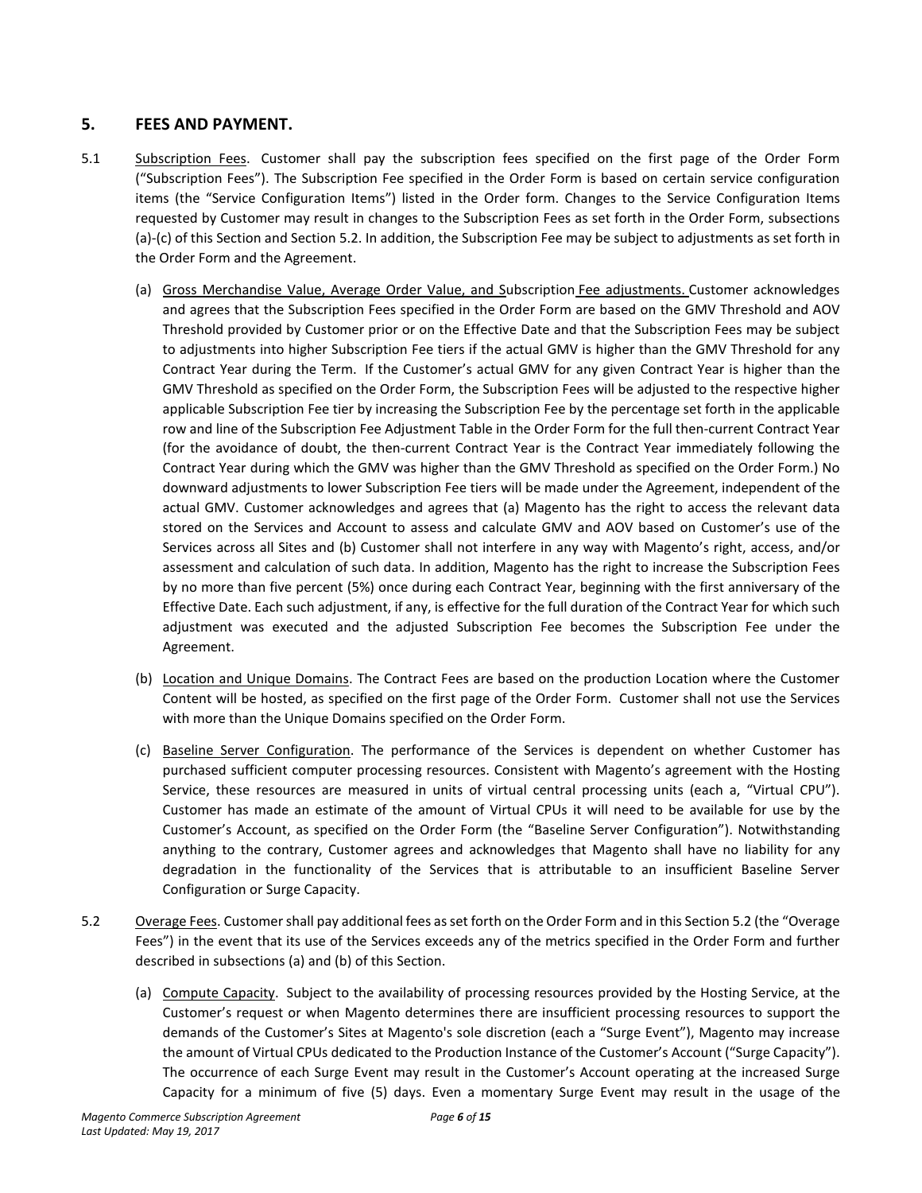## 5. FEES AND PAYMENT.

5.1 Subscription Fees. Customer shall pay the subscription fees specified on the first page of the Order Form ("Subscription Fees"). The Subscription Fee specified in the Order Form is based on certain service configuration items (the "Service Configuration Items") listed in the Order form. Changes to the Service Configuration Items requested by Customer may result in changes to the Subscription Fees as set forth in the Order Form, subsections (a)-(c) of this Section and Section 5.2. In addition, the Subscription Fee may be subject to adjustments as set forth in the Order Form and the Agreement.

(a) Gross Merchandise Value, Average Order Value, and Subscription Fee adjustments. Customer acknowledges and agrees that the Subscription Fees specified in the Order Form are based on the GMV Threshold and AOV Threshold provided by Customer prior or on the Effective Date and that the Subscription Fees may be subject to adjustments into higher Subscription Fee tiers if the actual GMV is higher than the GMV Threshold for any Contract Year during the Term. If the Customer's actual GMV for any given Contract Year is higher than the GMV Threshold as specified on the Order Form, the Subscription Fees will be adjusted to the respective higher applicable Subscription Fee tier by increasing the Subscription Fee by the percentage set forth in the applicable row and line of the Subscription Fee Adjustment Table in the Order Form for the full then-current Contract Year (for the avoidance of doubt, the then-current Contract Year is the Contract Year immediately following the Contract Year during which the GMV was higher than the GMV Threshold as specified on the Order Form.) No downward adjustments to lower Subscription Fee tiers will be made under the Agreement, independent of the actual GMV. Customer acknowledges and agrees that (a) Magento has the right to access the relevant data stored on the Services and Account to assess and calculate GMV and AOV based on Customer's use of the Services across all Sites and (b) Customer shall not interfere in any way with Magento's right, access, and/or assessment and calculation of such data. In addition, Magento has the right to increase the Subscription Fees by no more than five percent (5%) once during each Contract Year, beginning with the first anniversary of the Effective Date. Each such adjustment, if any, is effective for the full duration of the Contract Year for which such adjustment was executed and the adjusted Subscription Fee becomes the Subscription Fee under the Agreement.

(b) Location and Unique Domains. The Contract Fees are based on the production Location where the Customer Content will be hosted, as specified on the first page of the Order Form. Customer shall not use the Services with more than the Unique Domains specified on the Order Form.

(c) Baseline Server Configuration. The performance of the Services is dependent on whether Customer has purchased sufficient computer processing resources. Consistent with Magento's agreement with the Hosting Service, these resources are measured in units of virtual central processing units (each a, "Virtual CPU"). Customer has made an estimate of the amount of Virtual CPUs it will need to be available for use by the Customer's Account, as specified on the Order Form (the "Baseline Server Configuration"). Notwithstanding anything to the contrary, Customer agrees and acknowledges that Magento shall have no liability for any degradation in the functionality of the Services that is attributable to an insufficient Baseline Server Configuration or Surge Capacity.

5.2 Overage Fees. Customer shall pay additional fees as set forth on the Order Form and in this Section 5.2 (the "Overage Fees") in the event that its use of the Services exceeds any of the metrics specified in the Order Form and further described in subsections (a) and (b) of this Section.

(a) Compute Capacity. Subject to the availability of processing resources provided by the Hosting Service, at the Customer's request or when Magento determines there are insufficient processing resources to support the demands of the Customer's Sites at Magento's sole discretion (each a "Surge Event"), Magento may increase the amount of Virtual CPUs dedicated to the Production Instance of the Customer's Account ("Surge Capacity"). The occurrence of each Surge Event may result in the Customer's Account operating at the increased Surge Capacity for a minimum of five (5) days. Even a momentary Surge Event may result in the usage of the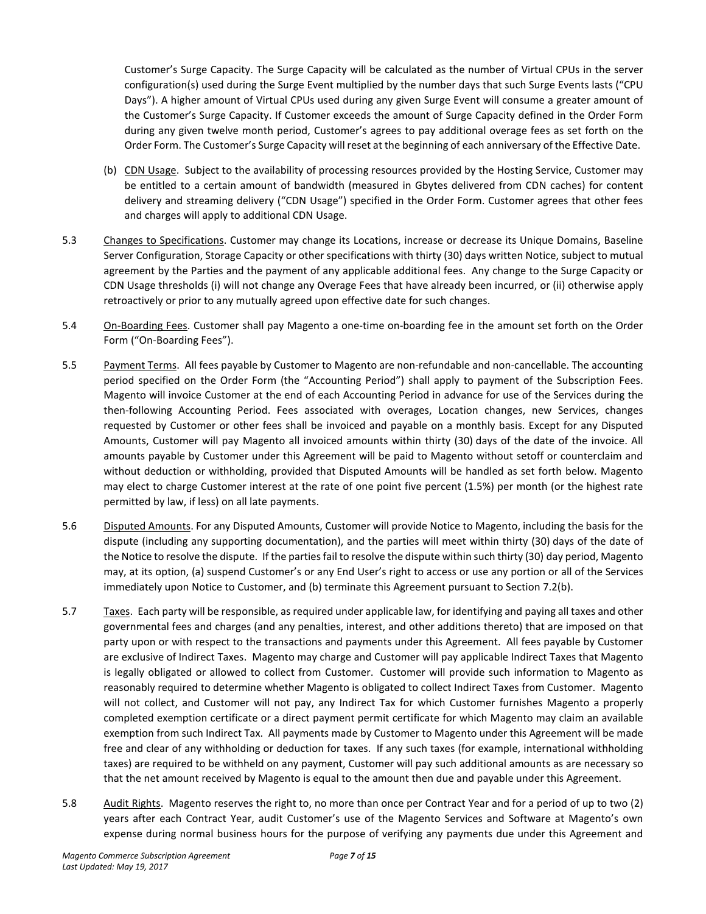Customer's Surge Capacity. The Surge Capacity will be calculated as the number of Virtual CPUs in the server configuration(s) used during the Surge Event multiplied by the number days that such Surge Events lasts ("CPU Days"). A higher amount of Virtual CPUs used during any given Surge Event will consume a greater amount of the Customer's Surge Capacity. If Customer exceeds the amount of Surge Capacity defined in the Order Form during any given twelve month period, Customer's agrees to pay additional overage fees as set forth on the Order Form. The Customer's Surge Capacity will reset at the beginning of each anniversary of the Effective Date.

(b) CDN Usage. Subject to the availability of processing resources provided by the Hosting Service, Customer may be entitled to a certain amount of bandwidth (measured in Gbytes delivered from CDN caches) for content delivery and streaming delivery ("CDN Usage") specified in the Order Form. Customer agrees that other fees and charges will apply to additional CDN Usage.

5.3 Changes to Specifications. Customer may change its Locations, increase or decrease its Unique Domains, Baseline Server Configuration, Storage Capacity or other specifications with thirty (30) days written Notice, subject to mutual agreement by the Parties and the payment of any applicable additional fees. Any change to the Surge Capacity or CDN Usage thresholds (i) will not change any Overage Fees that have already been incurred, or (ii) otherwise apply retroactively or prior to any mutually agreed upon effective date for such changes.

5.4 On-Boarding Fees. Customer shall pay Magento a one-time on-boarding fee in the amount set forth on the Order Form ("On-Boarding Fees").

5.5 Payment Terms. All fees payable by Customer to Magento are non-refundable and non-cancellable. The accounting period specified on the Order Form (the "Accounting Period") shall apply to payment of the Subscription Fees. Magento will invoice Customer at the end of each Accounting Period in advance for use of the Services during the then-following Accounting Period. Fees associated with overages, Location changes, new Services, changes requested by Customer or other fees shall be invoiced and payable on a monthly basis. Except for any Disputed Amounts, Customer will pay Magento all invoiced amounts within thirty (30) days of the date of the invoice. All amounts payable by Customer under this Agreement will be paid to Magento without setoff or counterclaim and without deduction or withholding, provided that Disputed Amounts will be handled as set forth below. Magento may elect to charge Customer interest at the rate of one point five percent (1.5%) per month (or the highest rate permitted by law, if less) on all late payments.

5.6 Disputed Amounts. For any Disputed Amounts, Customer will provide Notice to Magento, including the basis for the dispute (including any supporting documentation), and the parties will meet within thirty (30) days of the date of the Notice to resolve the dispute. If the parties fail to resolve the dispute within such thirty (30) day period, Magento may, at its option, (a) suspend Customer's or any End User's right to access or use any portion or all of the Services immediately upon Notice to Customer, and (b) terminate this Agreement pursuant to Section 7.2(b).

5.7 Taxes. Each party will be responsible, as required under applicable law, for identifying and paying all taxes and other governmental fees and charges (and any penalties, interest, and other additions thereto) that are imposed on that party upon or with respect to the transactions and payments under this Agreement. All fees payable by Customer are exclusive of Indirect Taxes. Magento may charge and Customer will pay applicable Indirect Taxes that Magento is legally obligated or allowed to collect from Customer. Customer will provide such information to Magento as reasonably required to determine whether Magento is obligated to collect Indirect Taxes from Customer. Magento will not collect, and Customer will not pay, any Indirect Tax for which Customer furnishes Magento a properly completed exemption certificate or a direct payment permit certificate for which Magento may claim an available exemption from such Indirect Tax. All payments made by Customer to Magento under this Agreement will be made free and clear of any withholding or deduction for taxes. If any such taxes (for example, international withholding taxes) are required to be withheld on any payment, Customer will pay such additional amounts as are necessary so that the net amount received by Magento is equal to the amount then due and payable under this Agreement.

5.8 Audit Rights. Magento reserves the right to, no more than once per Contract Year and for a period of up to two (2) years after each Contract Year, audit Customer's use of the Magento Services and Software at Magento's own expense during normal business hours for the purpose of verifying any payments due under this Agreement and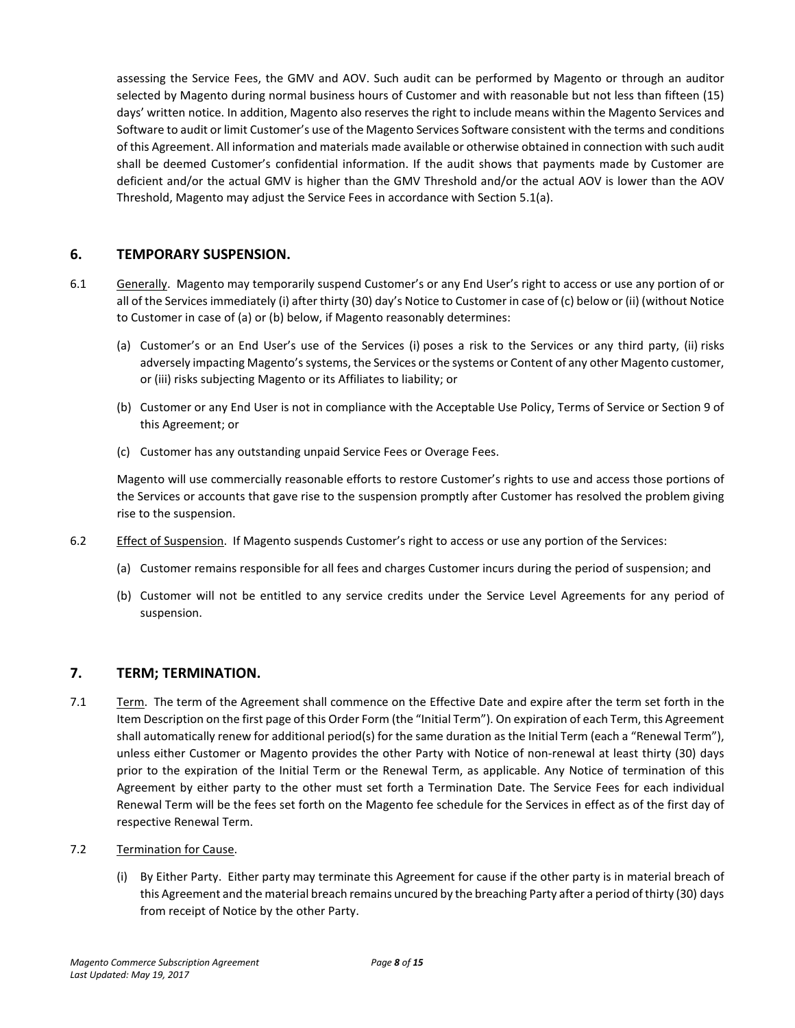assessing the Service Fees, the GMV and AOV. Such audit can be performed by Magento or through an auditor selected by Magento during normal business hours of Customer and with reasonable but not less than fifteen (15) days' written notice. In addition, Magento also reserves the right to include means within the Magento Services and Software to audit or limit Customer's use of the Magento Services Software consistent with the terms and conditions of this Agreement. All information and materials made available or otherwise obtained in connection with such audit shall be deemed Customer's confidential information. If the audit shows that payments made by Customer are deficient and/or the actual GMV is higher than the GMV Threshold and/or the actual AOV is lower than the AOV Threshold, Magento may adjust the Service Fees in accordance with Section 5.1(a).

## 6. TEMPORARY SUSPENSION.

6.1 Generally. Magento may temporarily suspend Customer's or any End User's right to access or use any portion of or all of the Services immediately (i) after thirty (30) day's Notice to Customer in case of (c) below or (ii) (without Notice to Customer in case of (a) or (b) below, if Magento reasonably determines:

(a) Customer's or an End User's use of the Services (i) poses a risk to the Services or any third party, (ii) risks adversely impacting Magento's systems, the Services or the systems or Content of any other Magento customer, or (iii) risks subjecting Magento or its Affiliates to liability; or

(b) Customer or any End User is not in compliance with the Acceptable Use Policy, Terms of Service or Section 9 of this Agreement; or

(c) Customer has any outstanding unpaid Service Fees or Overage Fees.

Magento will use commercially reasonable efforts to restore Customer's rights to use and access those portions of the Services or accounts that gave rise to the suspension promptly after Customer has resolved the problem giving rise to the suspension.

6.2 Effect of Suspension. If Magento suspends Customer's right to access or use any portion of the Services:

(a) Customer remains responsible for all fees and charges Customer incurs during the period of suspension; and

(b) Customer will not be entitled to any service credits under the Service Level Agreements for any period of suspension.

## 7. TERM; TERMINATION.

7.1 Term. The term of the Agreement shall commence on the Effective Date and expire after the term set forth in the Item Description on the first page of this Order Form (the "Initial Term"). On expiration of each Term, this Agreement shall automatically renew for additional period(s) for the same duration as the Initial Term (each a "Renewal Term"), unless either Customer or Magento provides the other Party with Notice of non-renewal at least thirty (30) days prior to the expiration of the Initial Term or the Renewal Term, as applicable. Any Notice of termination of this Agreement by either party to the other must set forth a Termination Date. The Service Fees for each individual Renewal Term will be the fees set forth on the Magento fee schedule for the Services in effect as of the first day of respective Renewal Term.

7.2 Termination for Cause.

(i) By Either Party. Either party may terminate this Agreement for cause if the other party is in material breach of this Agreement and the material breach remains uncured by the breaching Party after a period of thirty (30) days from receipt of Notice by the other Party.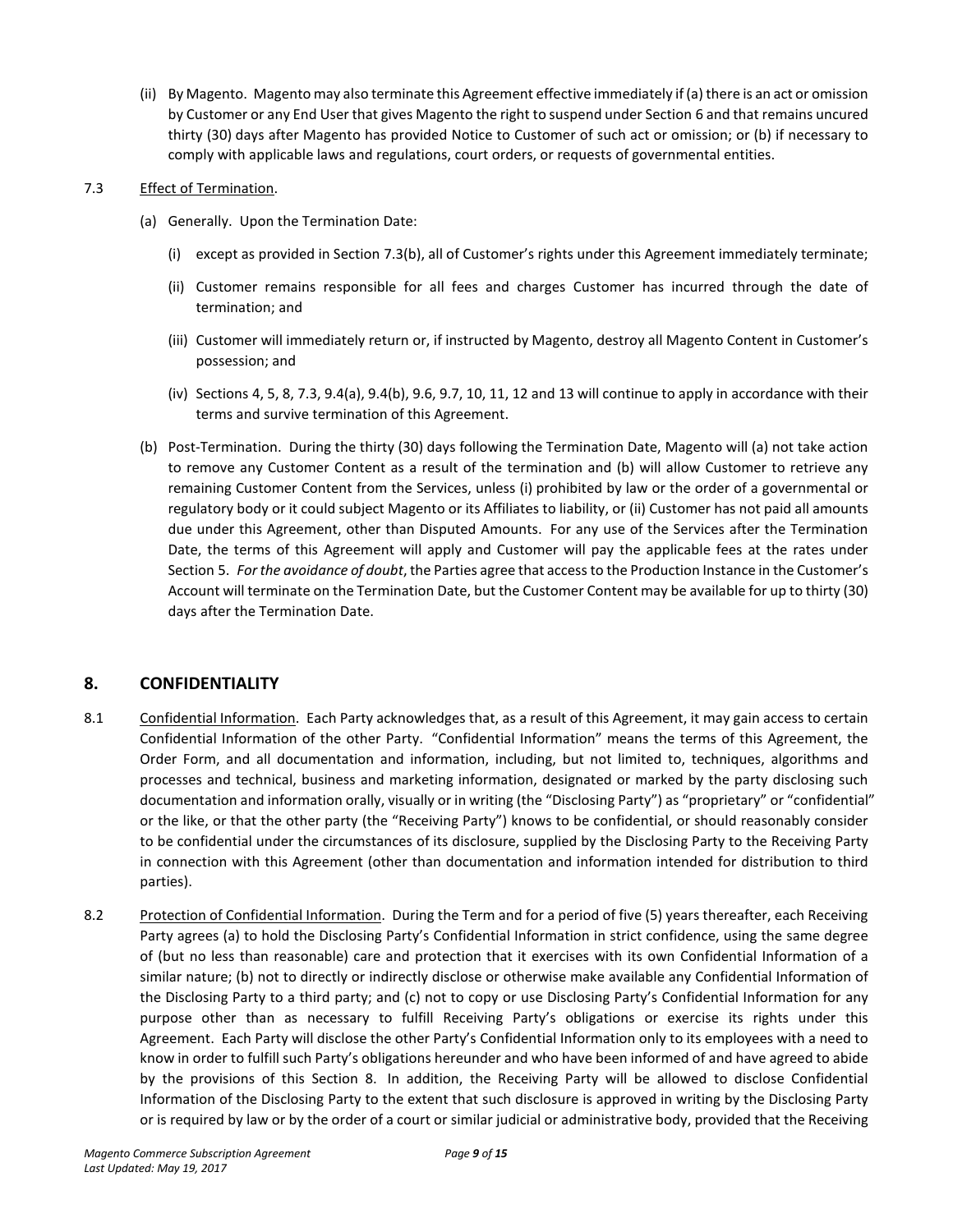(ii) By Magento. Magento may also terminate this Agreement effective immediately if (a) there is an act or omission by Customer or any End User that gives Magento the right to suspend under Section 6 and that remains uncured thirty (30) days after Magento has provided Notice to Customer of such act or omission; or (b) if necessary to comply with applicable laws and regulations, court orders, or requests of governmental entities.

7.3 Effect of Termination.

(a) Generally. Upon the Termination Date:

(i) except as provided in Section 7.3(b), all of Customer's rights under this Agreement immediately terminate;

(ii) Customer remains responsible for all fees and charges Customer has incurred through the date of termination; and

(iii) Customer will immediately return or, if instructed by Magento, destroy all Magento Content in Customer's possession; and

(iv) Sections 4, 5, 8, 7.3, 9.4(a), 9.4(b), 9.6, 9.7, 10, 11, 12 and 13 will continue to apply in accordance with their terms and survive termination of this Agreement.

(b) Post-Termination. During the thirty (30) days following the Termination Date, Magento will (a) not take action to remove any Customer Content as a result of the termination and (b) will allow Customer to retrieve any remaining Customer Content from the Services, unless (i) prohibited by law or the order of a governmental or regulatory body or it could subject Magento or its Affiliates to liability, or (ii) Customer has not paid all amounts due under this Agreement, other than Disputed Amounts. For any use of the Services after the Termination Date, the terms of this Agreement will apply and Customer will pay the applicable fees at the rates under Section 5. *For the avoidance of doubt*, the Parties agree that access to the Production Instance in the Customer's Account will terminate on the Termination Date, but the Customer Content may be available for up to thirty (30) days after the Termination Date.

## 8. CONFIDENTIALITY

8.1 Confidential Information. Each Party acknowledges that, as a result of this Agreement, it may gain access to certain Confidential Information of the other Party. "Confidential Information" means the terms of this Agreement, the Order Form, and all documentation and information, including, but not limited to, techniques, algorithms and processes and technical, business and marketing information, designated or marked by the party disclosing such documentation and information orally, visually or in writing (the "Disclosing Party") as "proprietary" or "confidential" or the like, or that the other party (the "Receiving Party") knows to be confidential, or should reasonably consider to be confidential under the circumstances of its disclosure, supplied by the Disclosing Party to the Receiving Party in connection with this Agreement (other than documentation and information intended for distribution to third parties).

8.2 Protection of Confidential Information. During the Term and for a period of five (5) years thereafter, each Receiving Party agrees (a) to hold the Disclosing Party's Confidential Information in strict confidence, using the same degree of (but no less than reasonable) care and protection that it exercises with its own Confidential Information of a similar nature; (b) not to directly or indirectly disclose or otherwise make available any Confidential Information of the Disclosing Party to a third party; and (c) not to copy or use Disclosing Party's Confidential Information for any purpose other than as necessary to fulfill Receiving Party's obligations or exercise its rights under this Agreement. Each Party will disclose the other Party's Confidential Information only to its employees with a need to know in order to fulfill such Party's obligations hereunder and who have been informed of and have agreed to abide by the provisions of this Section 8. In addition, the Receiving Party will be allowed to disclose Confidential Information of the Disclosing Party to the extent that such disclosure is approved in writing by the Disclosing Party or is required by law or by the order of a court or similar judicial or administrative body, provided that the Receiving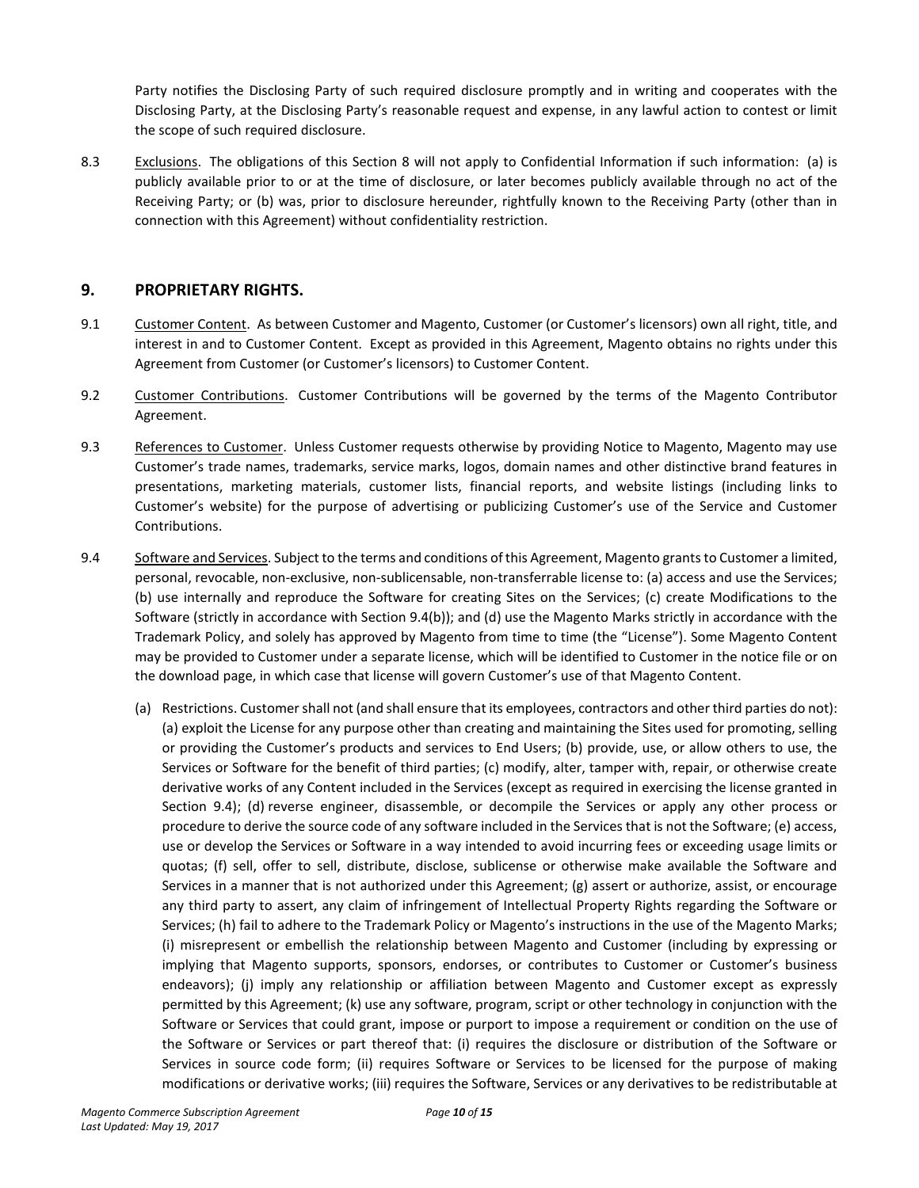Party notifies the Disclosing Party of such required disclosure promptly and in writing and cooperates with the Disclosing Party, at the Disclosing Party's reasonable request and expense, in any lawful action to contest or limit the scope of such required disclosure.

8.3 Exclusions. The obligations of this Section 8 will not apply to Confidential Information if such information: (a) is publicly available prior to or at the time of disclosure, or later becomes publicly available through no act of the Receiving Party; or (b) was, prior to disclosure hereunder, rightfully known to the Receiving Party (other than in connection with this Agreement) without confidentiality restriction.

## 9. PROPRIETARY RIGHTS.

9.1 Customer Content. As between Customer and Magento, Customer (or Customer's licensors) own all right, title, and interest in and to Customer Content. Except as provided in this Agreement, Magento obtains no rights under this Agreement from Customer (or Customer's licensors) to Customer Content.

9.2 Customer Contributions. Customer Contributions will be governed by the terms of the Magento Contributor Agreement.

9.3 References to Customer. Unless Customer requests otherwise by providing Notice to Magento, Magento may use Customer's trade names, trademarks, service marks, logos, domain names and other distinctive brand features in presentations, marketing materials, customer lists, financial reports, and website listings (including links to Customer's website) for the purpose of advertising or publicizing Customer's use of the Service and Customer Contributions.

9.4 Software and Services. Subject to the terms and conditions of this Agreement, Magento grants to Customer a limited, personal, revocable, non-exclusive, non-sublicensable, non-transferrable license to: (a) access and use the Services; (b) use internally and reproduce the Software for creating Sites on the Services; (c) create Modifications to the Software (strictly in accordance with Section 9.4(b)); and (d) use the Magento Marks strictly in accordance with the Trademark Policy, and solely has approved by Magento from time to time (the "License"). Some Magento Content may be provided to Customer under a separate license, which will be identified to Customer in the notice file or on the download page, in which case that license will govern Customer's use of that Magento Content.

(a) Restrictions. Customer shall not (and shall ensure that its employees, contractors and other third parties do not): (a) exploit the License for any purpose other than creating and maintaining the Sites used for promoting, selling or providing the Customer's products and services to End Users; (b) provide, use, or allow others to use, the Services or Software for the benefit of third parties; (c) modify, alter, tamper with, repair, or otherwise create derivative works of any Content included in the Services (except as required in exercising the license granted in Section 9.4); (d) reverse engineer, disassemble, or decompile the Services or apply any other process or procedure to derive the source code of any software included in the Services that is not the Software; (e) access, use or develop the Services or Software in a way intended to avoid incurring fees or exceeding usage limits or quotas; (f) sell, offer to sell, distribute, disclose, sublicense or otherwise make available the Software and Services in a manner that is not authorized under this Agreement; (g) assert or authorize, assist, or encourage any third party to assert, any claim of infringement of Intellectual Property Rights regarding the Software or Services; (h) fail to adhere to the Trademark Policy or Magento's instructions in the use of the Magento Marks; (i) misrepresent or embellish the relationship between Magento and Customer (including by expressing or implying that Magento supports, sponsors, endorses, or contributes to Customer or Customer's business endeavors); (j) imply any relationship or affiliation between Magento and Customer except as expressly permitted by this Agreement; (k) use any software, program, script or other technology in conjunction with the Software or Services that could grant, impose or purport to impose a requirement or condition on the use of the Software or Services or part thereof that: (i) requires the disclosure or distribution of the Software or Services in source code form; (ii) requires Software or Services to be licensed for the purpose of making modifications or derivative works; (iii) requires the Software, Services or any derivatives to be redistributable at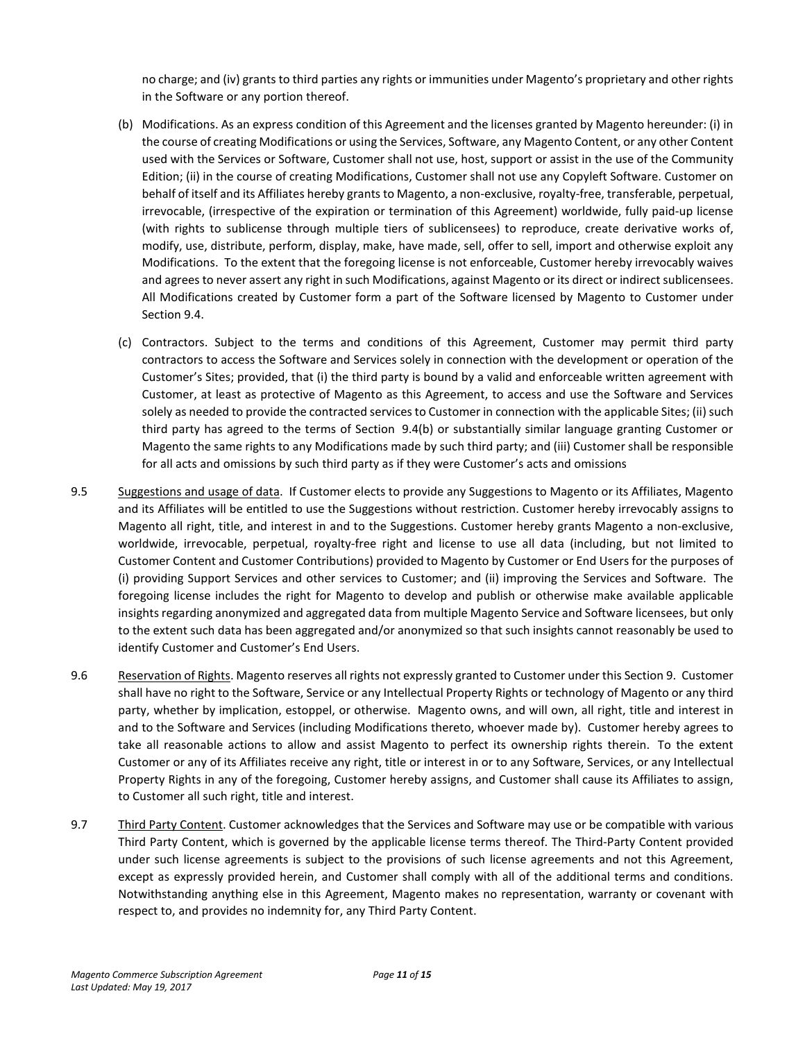no charge; and (iv) grants to third parties any rights or immunities under Magento's proprietary and other rights in the Software or any portion thereof.

(b) Modifications. As an express condition of this Agreement and the licenses granted by Magento hereunder: (i) in the course of creating Modifications or using the Services, Software, any Magento Content, or any other Content used with the Services or Software, Customer shall not use, host, support or assist in the use of the Community Edition; (ii) in the course of creating Modifications, Customer shall not use any Copyleft Software. Customer on behalf of itself and its Affiliates hereby grants to Magento, a non-exclusive, royalty-free, transferable, perpetual, irrevocable, (irrespective of the expiration or termination of this Agreement) worldwide, fully paid-up license (with rights to sublicense through multiple tiers of sublicensees) to reproduce, create derivative works of, modify, use, distribute, perform, display, make, have made, sell, offer to sell, import and otherwise exploit any Modifications. To the extent that the foregoing license is not enforceable, Customer hereby irrevocably waives and agrees to never assert any right in such Modifications, against Magento or its direct or indirect sublicensees. All Modifications created by Customer form a part of the Software licensed by Magento to Customer under Section 9.4.

(c) Contractors. Subject to the terms and conditions of this Agreement, Customer may permit third party contractors to access the Software and Services solely in connection with the development or operation of the Customer's Sites; provided, that (i) the third party is bound by a valid and enforceable written agreement with Customer, at least as protective of Magento as this Agreement, to access and use the Software and Services solely as needed to provide the contracted services to Customer in connection with the applicable Sites; (ii) such third party has agreed to the terms of Section 9.4(b) or substantially similar language granting Customer or Magento the same rights to any Modifications made by such third party; and (iii) Customer shall be responsible for all acts and omissions by such third party as if they were Customer's acts and omissions

9.5 Suggestions and usage of data. If Customer elects to provide any Suggestions to Magento or its Affiliates, Magento and its Affiliates will be entitled to use the Suggestions without restriction. Customer hereby irrevocably assigns to Magento all right, title, and interest in and to the Suggestions. Customer hereby grants Magento a non-exclusive, worldwide, irrevocable, perpetual, royalty-free right and license to use all data (including, but not limited to Customer Content and Customer Contributions) provided to Magento by Customer or End Users for the purposes of (i) providing Support Services and other services to Customer; and (ii) improving the Services and Software. The foregoing license includes the right for Magento to develop and publish or otherwise make available applicable insights regarding anonymized and aggregated data from multiple Magento Service and Software licensees, but only to the extent such data has been aggregated and/or anonymized so that such insights cannot reasonably be used to identify Customer and Customer's End Users.

9.6 Reservation of Rights. Magento reserves all rights not expressly granted to Customer under this Section 9. Customer shall have no right to the Software, Service or any Intellectual Property Rights or technology of Magento or any third party, whether by implication, estoppel, or otherwise. Magento owns, and will own, all right, title and interest in and to the Software and Services (including Modifications thereto, whoever made by). Customer hereby agrees to take all reasonable actions to allow and assist Magento to perfect its ownership rights therein. To the extent Customer or any of its Affiliates receive any right, title or interest in or to any Software, Services, or any Intellectual Property Rights in any of the foregoing, Customer hereby assigns, and Customer shall cause its Affiliates to assign, to Customer all such right, title and interest.

9.7 Third Party Content. Customer acknowledges that the Services and Software may use or be compatible with various Third Party Content, which is governed by the applicable license terms thereof. The Third-Party Content provided under such license agreements is subject to the provisions of such license agreements and not this Agreement, except as expressly provided herein, and Customer shall comply with all of the additional terms and conditions. Notwithstanding anything else in this Agreement, Magento makes no representation, warranty or covenant with respect to, and provides no indemnity for, any Third Party Content.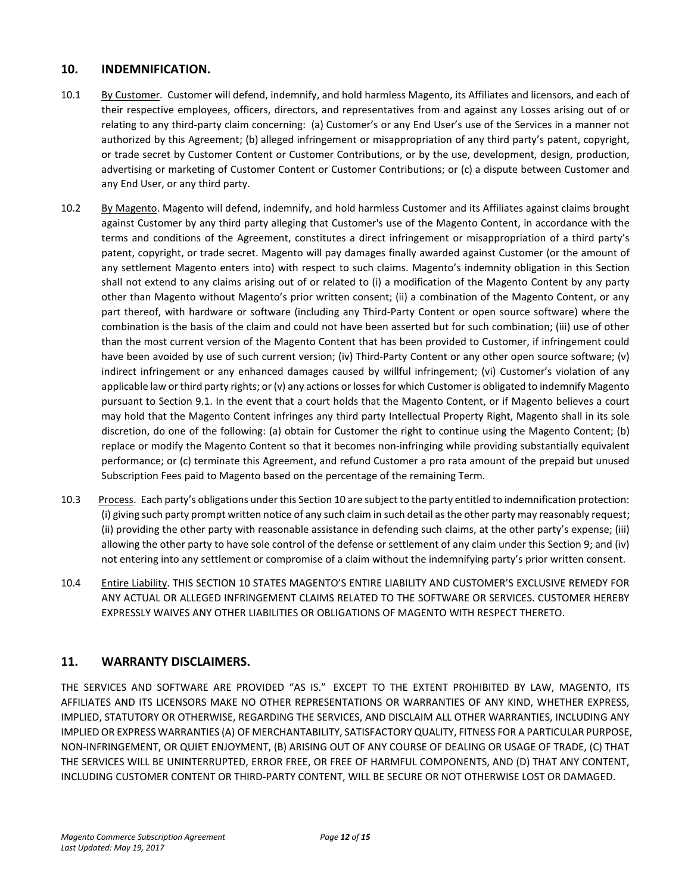## 10. INDEMNIFICATION.

10.1 By Customer. Customer will defend, indemnify, and hold harmless Magento, its Affiliates and licensors, and each of their respective employees, officers, directors, and representatives from and against any Losses arising out of or relating to any third-party claim concerning: (a) Customer's or any End User's use of the Services in a manner not authorized by this Agreement; (b) alleged infringement or misappropriation of any third party's patent, copyright, or trade secret by Customer Content or Customer Contributions, or by the use, development, design, production, advertising or marketing of Customer Content or Customer Contributions; or (c) a dispute between Customer and any End User, or any third party.

10.2 By Magento. Magento will defend, indemnify, and hold harmless Customer and its Affiliates against claims brought against Customer by any third party alleging that Customer's use of the Magento Content, in accordance with the terms and conditions of the Agreement, constitutes a direct infringement or misappropriation of a third party's patent, copyright, or trade secret. Magento will pay damages finally awarded against Customer (or the amount of any settlement Magento enters into) with respect to such claims. Magento's indemnity obligation in this Section shall not extend to any claims arising out of or related to (i) a modification of the Magento Content by any party other than Magento without Magento's prior written consent; (ii) a combination of the Magento Content, or any part thereof, with hardware or software (including any Third-Party Content or open source software) where the combination is the basis of the claim and could not have been asserted but for such combination; (iii) use of other than the most current version of the Magento Content that has been provided to Customer, if infringement could have been avoided by use of such current version; (iv) Third-Party Content or any other open source software; (v) indirect infringement or any enhanced damages caused by willful infringement; (vi) Customer's violation of any applicable law or third party rights; or (v) any actions or losses for which Customer is obligated to indemnify Magento pursuant to Section 9.1. In the event that a court holds that the Magento Content, or if Magento believes a court may hold that the Magento Content infringes any third party Intellectual Property Right, Magento shall in its sole discretion, do one of the following: (a) obtain for Customer the right to continue using the Magento Content; (b) replace or modify the Magento Content so that it becomes non-infringing while providing substantially equivalent performance; or (c) terminate this Agreement, and refund Customer a pro rata amount of the prepaid but unused Subscription Fees paid to Magento based on the percentage of the remaining Term.

10.3 Process. Each party's obligations under this Section 10 are subject to the party entitled to indemnification protection: (i) giving such party prompt written notice of any such claim in such detail as the other party may reasonably request; (ii) providing the other party with reasonable assistance in defending such claims, at the other party's expense; (iii) allowing the other party to have sole control of the defense or settlement of any claim under this Section 9; and (iv) not entering into any settlement or compromise of a claim without the indemnifying party's prior written consent.

10.4 Entire Liability. THIS SECTION 10 STATES MAGENTO'S ENTIRE LIABILITY AND CUSTOMER'S EXCLUSIVE REMEDY FOR ANY ACTUAL OR ALLEGED INFRINGEMENT CLAIMS RELATED TO THE SOFTWARE OR SERVICES. CUSTOMER HEREBY EXPRESSLY WAIVES ANY OTHER LIABILITIES OR OBLIGATIONS OF MAGENTO WITH RESPECT THERETO.

## 11. WARRANTY DISCLAIMERS.

THE SERVICES AND SOFTWARE ARE PROVIDED "AS IS." EXCEPT TO THE EXTENT PROHIBITED BY LAW, MAGENTO, ITS AFFILIATES AND ITS LICENSORS MAKE NO OTHER REPRESENTATIONS OR WARRANTIES OF ANY KIND, WHETHER EXPRESS, IMPLIED, STATUTORY OR OTHERWISE, REGARDING THE SERVICES, AND DISCLAIM ALL OTHER WARRANTIES, INCLUDING ANY IMPLIED OR EXPRESS WARRANTIES (A) OF MERCHANTABILITY, SATISFACTORY QUALITY, FITNESS FOR A PARTICULAR PURPOSE, NON-INFRINGEMENT, OR QUIET ENJOYMENT, (B) ARISING OUT OF ANY COURSE OF DEALING OR USAGE OF TRADE, (C) THAT THE SERVICES WILL BE UNINTERRUPTED, ERROR FREE, OR FREE OF HARMFUL COMPONENTS, AND (D) THAT ANY CONTENT, INCLUDING CUSTOMER CONTENT OR THIRD-PARTY CONTENT, WILL BE SECURE OR NOT OTHERWISE LOST OR DAMAGED.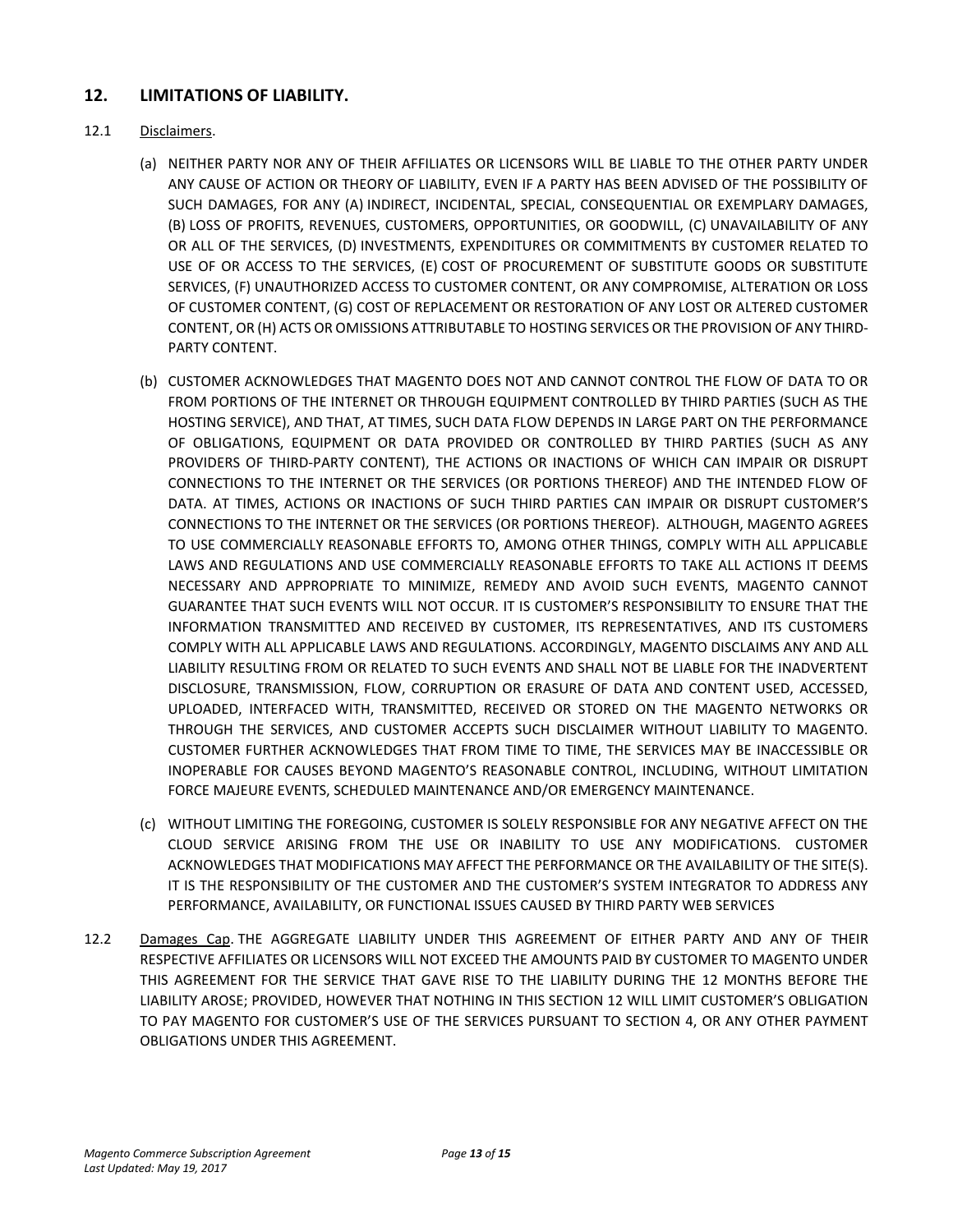## 12. LIMITATIONS OF LIABILITY.

12.1 Disclaimers.

(a) NEITHER PARTY NOR ANY OF THEIR AFFILIATES OR LICENSORS WILL BE LIABLE TO THE OTHER PARTY UNDER ANY CAUSE OF ACTION OR THEORY OF LIABILITY, EVEN IF A PARTY HAS BEEN ADVISED OF THE POSSIBILITY OF SUCH DAMAGES, FOR ANY (A) INDIRECT, INCIDENTAL, SPECIAL, CONSEQUENTIAL OR EXEMPLARY DAMAGES, (B) LOSS OF PROFITS, REVENUES, CUSTOMERS, OPPORTUNITIES, OR GOODWILL, (C) UNAVAILABILITY OF ANY OR ALL OF THE SERVICES, (D) INVESTMENTS, EXPENDITURES OR COMMITMENTS BY CUSTOMER RELATED TO USE OF OR ACCESS TO THE SERVICES, (E) COST OF PROCUREMENT OF SUBSTITUTE GOODS OR SUBSTITUTE SERVICES, (F) UNAUTHORIZED ACCESS TO CUSTOMER CONTENT, OR ANY COMPROMISE, ALTERATION OR LOSS OF CUSTOMER CONTENT, (G) COST OF REPLACEMENT OR RESTORATION OF ANY LOST OR ALTERED CUSTOMER CONTENT, OR (H) ACTS OR OMISSIONS ATTRIBUTABLE TO HOSTING SERVICES OR THE PROVISION OF ANY THIRD-PARTY CONTENT.

(b) CUSTOMER ACKNOWLEDGES THAT MAGENTO DOES NOT AND CANNOT CONTROL THE FLOW OF DATA TO OR FROM PORTIONS OF THE INTERNET OR THROUGH EQUIPMENT CONTROLLED BY THIRD PARTIES (SUCH AS THE HOSTING SERVICE), AND THAT, AT TIMES, SUCH DATA FLOW DEPENDS IN LARGE PART ON THE PERFORMANCE OF OBLIGATIONS, EQUIPMENT OR DATA PROVIDED OR CONTROLLED BY THIRD PARTIES (SUCH AS ANY PROVIDERS OF THIRD-PARTY CONTENT), THE ACTIONS OR INACTIONS OF WHICH CAN IMPAIR OR DISRUPT CONNECTIONS TO THE INTERNET OR THE SERVICES (OR PORTIONS THEREOF) AND THE INTENDED FLOW OF DATA. AT TIMES, ACTIONS OR INACTIONS OF SUCH THIRD PARTIES CAN IMPAIR OR DISRUPT CUSTOMER'S CONNECTIONS TO THE INTERNET OR THE SERVICES (OR PORTIONS THEREOF). ALTHOUGH, MAGENTO AGREES TO USE COMMERCIALLY REASONABLE EFFORTS TO, AMONG OTHER THINGS, COMPLY WITH ALL APPLICABLE LAWS AND REGULATIONS AND USE COMMERCIALLY REASONABLE EFFORTS TO TAKE ALL ACTIONS IT DEEMS NECESSARY AND APPROPRIATE TO MINIMIZE, REMEDY AND AVOID SUCH EVENTS, MAGENTO CANNOT GUARANTEE THAT SUCH EVENTS WILL NOT OCCUR. IT IS CUSTOMER'S RESPONSIBILITY TO ENSURE THAT THE INFORMATION TRANSMITTED AND RECEIVED BY CUSTOMER, ITS REPRESENTATIVES, AND ITS CUSTOMERS COMPLY WITH ALL APPLICABLE LAWS AND REGULATIONS. ACCORDINGLY, MAGENTO DISCLAIMS ANY AND ALL LIABILITY RESULTING FROM OR RELATED TO SUCH EVENTS AND SHALL NOT BE LIABLE FOR THE INADVERTENT DISCLOSURE, TRANSMISSION, FLOW, CORRUPTION OR ERASURE OF DATA AND CONTENT USED, ACCESSED, UPLOADED, INTERFACED WITH, TRANSMITTED, RECEIVED OR STORED ON THE MAGENTO NETWORKS OR THROUGH THE SERVICES, AND CUSTOMER ACCEPTS SUCH DISCLAIMER WITHOUT LIABILITY TO MAGENTO. CUSTOMER FURTHER ACKNOWLEDGES THAT FROM TIME TO TIME, THE SERVICES MAY BE INACCESSIBLE OR INOPERABLE FOR CAUSES BEYOND MAGENTO'S REASONABLE CONTROL, INCLUDING, WITHOUT LIMITATION FORCE MAJEURE EVENTS, SCHEDULED MAINTENANCE AND/OR EMERGENCY MAINTENANCE.

(c) WITHOUT LIMITING THE FOREGOING, CUSTOMER IS SOLELY RESPONSIBLE FOR ANY NEGATIVE AFFECT ON THE CLOUD SERVICE ARISING FROM THE USE OR INABILITY TO USE ANY MODIFICATIONS. CUSTOMER ACKNOWLEDGES THAT MODIFICATIONS MAY AFFECT THE PERFORMANCE OR THE AVAILABILITY OF THE SITE(S). IT IS THE RESPONSIBILITY OF THE CUSTOMER AND THE CUSTOMER'S SYSTEM INTEGRATOR TO ADDRESS ANY PERFORMANCE, AVAILABILITY, OR FUNCTIONAL ISSUES CAUSED BY THIRD PARTY WEB SERVICES

12.2 Damages Cap. THE AGGREGATE LIABILITY UNDER THIS AGREEMENT OF EITHER PARTY AND ANY OF THEIR RESPECTIVE AFFILIATES OR LICENSORS WILL NOT EXCEED THE AMOUNTS PAID BY CUSTOMER TO MAGENTO UNDER THIS AGREEMENT FOR THE SERVICE THAT GAVE RISE TO THE LIABILITY DURING THE 12 MONTHS BEFORE THE LIABILITY AROSE; PROVIDED, HOWEVER THAT NOTHING IN THIS SECTION 12 WILL LIMIT CUSTOMER'S OBLIGATION TO PAY MAGENTO FOR CUSTOMER'S USE OF THE SERVICES PURSUANT TO SECTION 4, OR ANY OTHER PAYMENT OBLIGATIONS UNDER THIS AGREEMENT.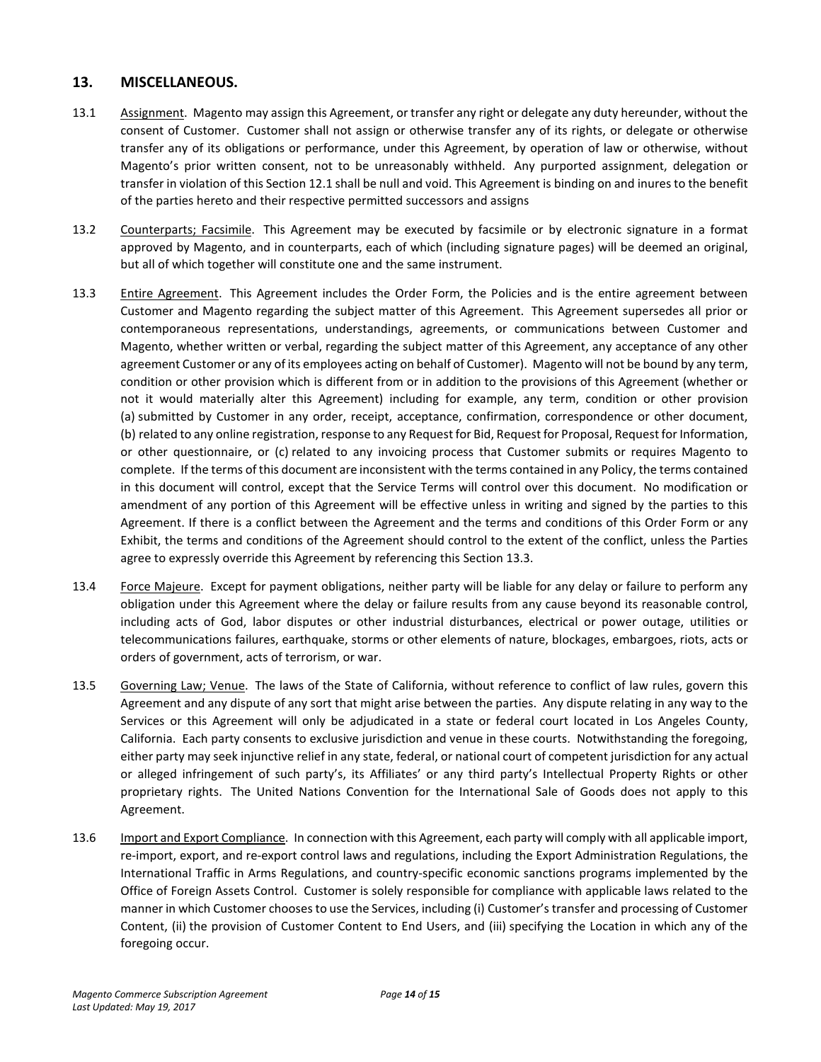## 13. MISCELLANEOUS.

13.1 Assignment. Magento may assign this Agreement, or transfer any right or delegate any duty hereunder, without the consent of Customer. Customer shall not assign or otherwise transfer any of its rights, or delegate or otherwise transfer any of its obligations or performance, under this Agreement, by operation of law or otherwise, without Magento's prior written consent, not to be unreasonably withheld. Any purported assignment, delegation or transfer in violation of this Section 12.1 shall be null and void. This Agreement is binding on and inures to the benefit of the parties hereto and their respective permitted successors and assigns

13.2 Counterparts; Facsimile. This Agreement may be executed by facsimile or by electronic signature in a format approved by Magento, and in counterparts, each of which (including signature pages) will be deemed an original, but all of which together will constitute one and the same instrument.

13.3 Entire Agreement. This Agreement includes the Order Form, the Policies and is the entire agreement between Customer and Magento regarding the subject matter of this Agreement. This Agreement supersedes all prior or contemporaneous representations, understandings, agreements, or communications between Customer and Magento, whether written or verbal, regarding the subject matter of this Agreement, any acceptance of any other agreement Customer or any of its employees acting on behalf of Customer). Magento will not be bound by any term, condition or other provision which is different from or in addition to the provisions of this Agreement (whether or not it would materially alter this Agreement) including for example, any term, condition or other provision (a) submitted by Customer in any order, receipt, acceptance, confirmation, correspondence or other document, (b) related to any online registration, response to any Request for Bid, Request for Proposal, Request for Information, or other questionnaire, or (c) related to any invoicing process that Customer submits or requires Magento to complete. If the terms of this document are inconsistent with the terms contained in any Policy, the terms contained in this document will control, except that the Service Terms will control over this document. No modification or amendment of any portion of this Agreement will be effective unless in writing and signed by the parties to this Agreement. If there is a conflict between the Agreement and the terms and conditions of this Order Form or any Exhibit, the terms and conditions of the Agreement should control to the extent of the conflict, unless the Parties agree to expressly override this Agreement by referencing this Section 13.3.

13.4 Force Majeure. Except for payment obligations, neither party will be liable for any delay or failure to perform any obligation under this Agreement where the delay or failure results from any cause beyond its reasonable control, including acts of God, labor disputes or other industrial disturbances, electrical or power outage, utilities or telecommunications failures, earthquake, storms or other elements of nature, blockages, embargoes, riots, acts or orders of government, acts of terrorism, or war.

13.5 Governing Law; Venue. The laws of the State of California, without reference to conflict of law rules, govern this Agreement and any dispute of any sort that might arise between the parties. Any dispute relating in any way to the Services or this Agreement will only be adjudicated in a state or federal court located in Los Angeles County, California. Each party consents to exclusive jurisdiction and venue in these courts. Notwithstanding the foregoing, either party may seek injunctive relief in any state, federal, or national court of competent jurisdiction for any actual or alleged infringement of such party's, its Affiliates' or any third party's Intellectual Property Rights or other proprietary rights. The United Nations Convention for the International Sale of Goods does not apply to this Agreement.

13.6 Import and Export Compliance. In connection with this Agreement, each party will comply with all applicable import, re-import, export, and re-export control laws and regulations, including the Export Administration Regulations, the International Traffic in Arms Regulations, and country-specific economic sanctions programs implemented by the Office of Foreign Assets Control. Customer is solely responsible for compliance with applicable laws related to the manner in which Customer chooses to use the Services, including (i) Customer's transfer and processing of Customer Content, (ii) the provision of Customer Content to End Users, and (iii) specifying the Location in which any of the foregoing occur.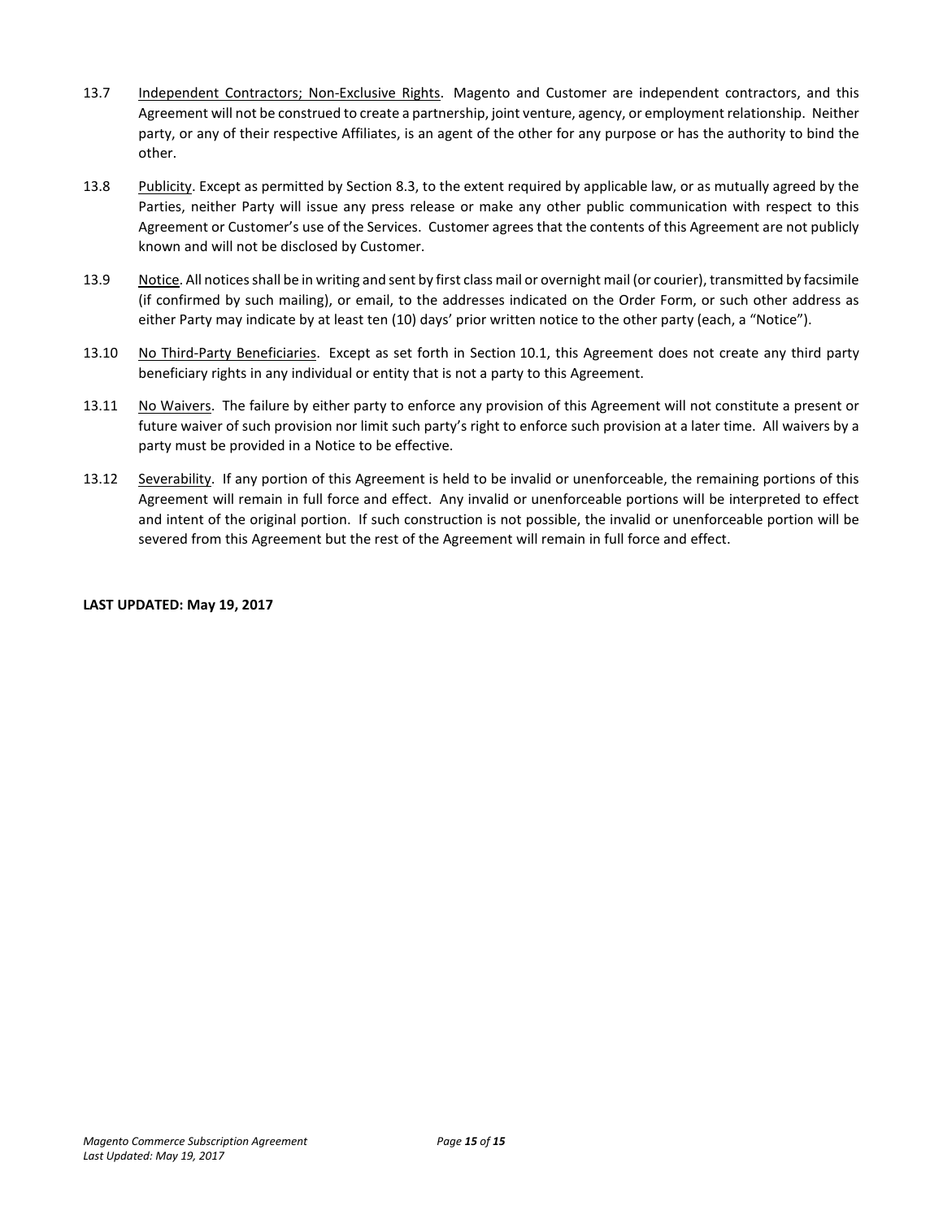13.7 Independent Contractors; Non-Exclusive Rights. Magento and Customer are independent contractors, and this Agreement will not be construed to create a partnership, joint venture, agency, or employment relationship. Neither party, or any of their respective Affiliates, is an agent of the other for any purpose or has the authority to bind the other.

13.8 Publicity. Except as permitted by Section 8.3, to the extent required by applicable law, or as mutually agreed by the Parties, neither Party will issue any press release or make any other public communication with respect to this Agreement or Customer's use of the Services. Customer agrees that the contents of this Agreement are not publicly known and will not be disclosed by Customer.

13.9 Notice. All notices shall be in writing and sent by first class mail or overnight mail (or courier), transmitted by facsimile (if confirmed by such mailing), or email, to the addresses indicated on the Order Form, or such other address as either Party may indicate by at least ten (10) days' prior written notice to the other party (each, a "Notice").

13.10 No Third-Party Beneficiaries. Except as set forth in Section 10.1, this Agreement does not create any third party beneficiary rights in any individual or entity that is not a party to this Agreement.

13.11 No Waivers. The failure by either party to enforce any provision of this Agreement will not constitute a present or future waiver of such provision nor limit such party's right to enforce such provision at a later time. All waivers by a party must be provided in a Notice to be effective.

13.12 Severability. If any portion of this Agreement is held to be invalid or unenforceable, the remaining portions of this Agreement will remain in full force and effect. Any invalid or unenforceable portions will be interpreted to effect and intent of the original portion. If such construction is not possible, the invalid or unenforceable portion will be severed from this Agreement but the rest of the Agreement will remain in full force and effect.

**LAST UPDATED: May 19, 2017**